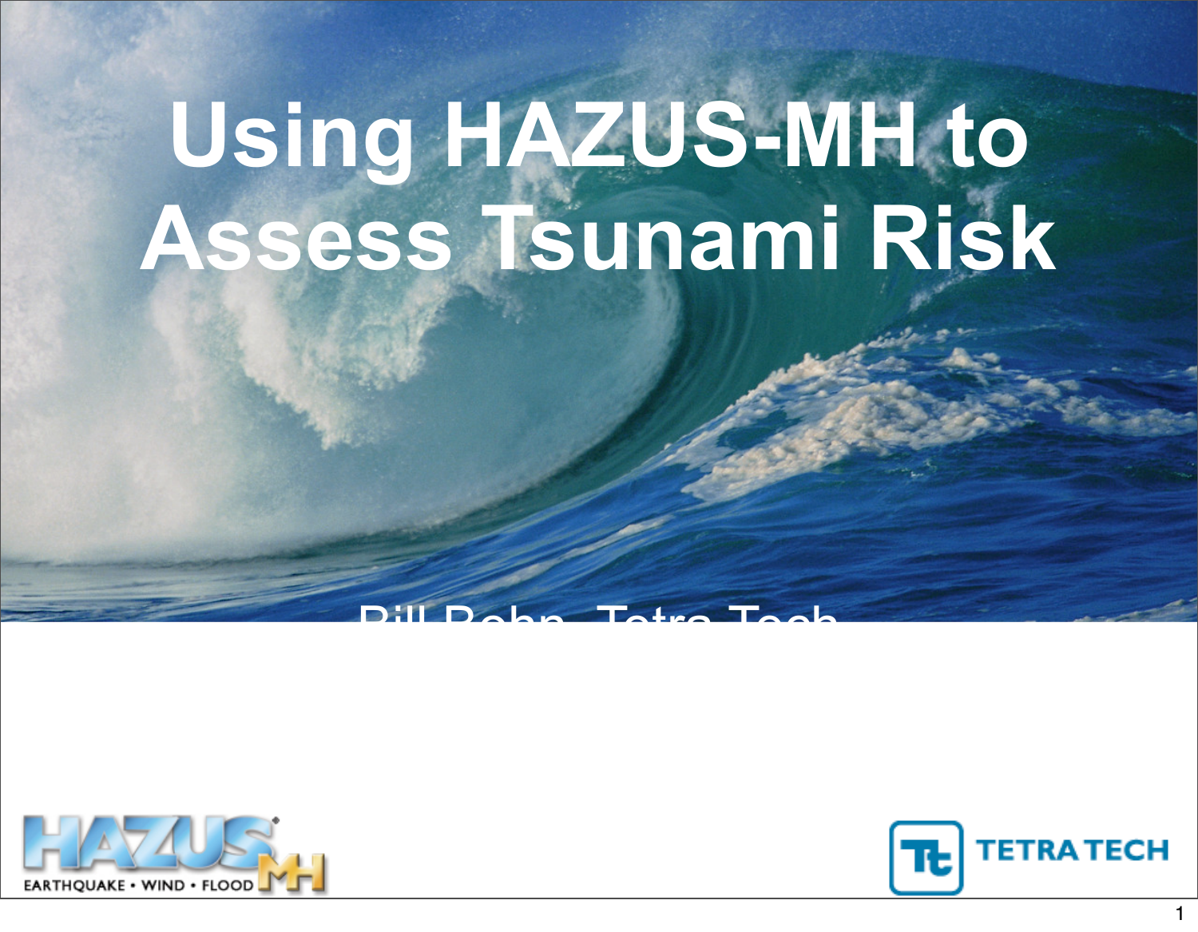# Using HAZUS-MH to Assess Tsunami Risk

Bill Bohn, Tetra Tech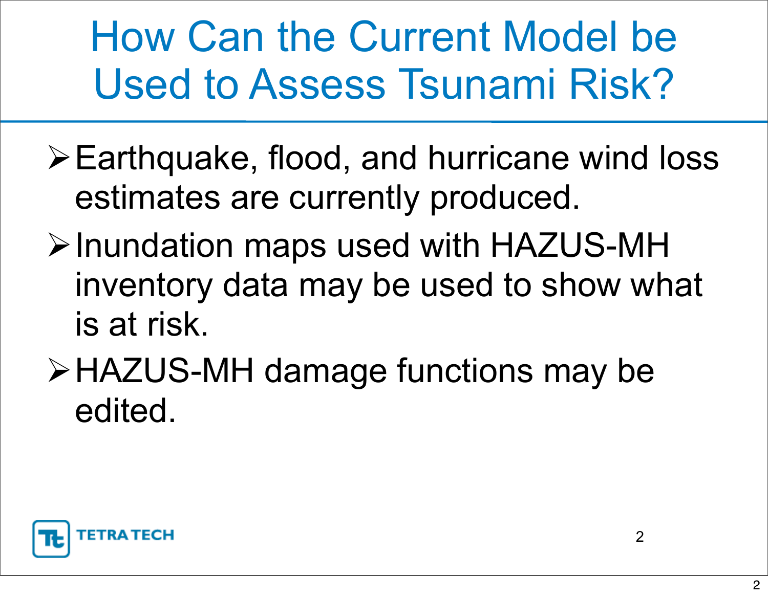# How Can the Current Model be Used to Assess Tsunami Risk?

- Earthquake, flood, and hurricane wind loss estimates are currently produced.
- Inundation maps used with HAZUS-MH inventory data may be used to show what is at risk.
- HAZUS-MH damage functions may be edited.

TETRA TECH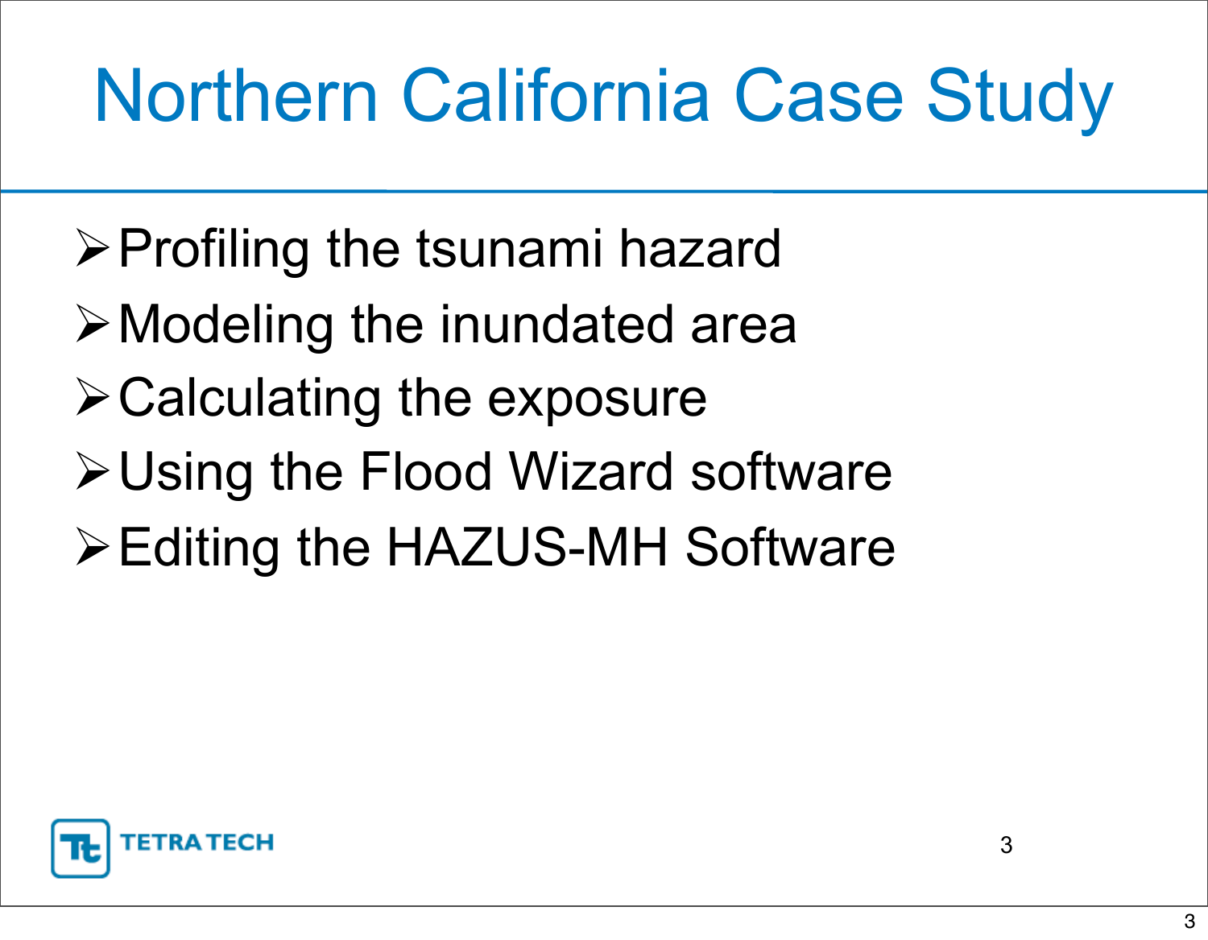# Northern California Case Study

- Profiling the tsunami hazard
- Modeling the inundated area
- Calculating the exposure
- Using the Flood Wizard software
- Editing the HAZUS-MH Software

TETRA TECH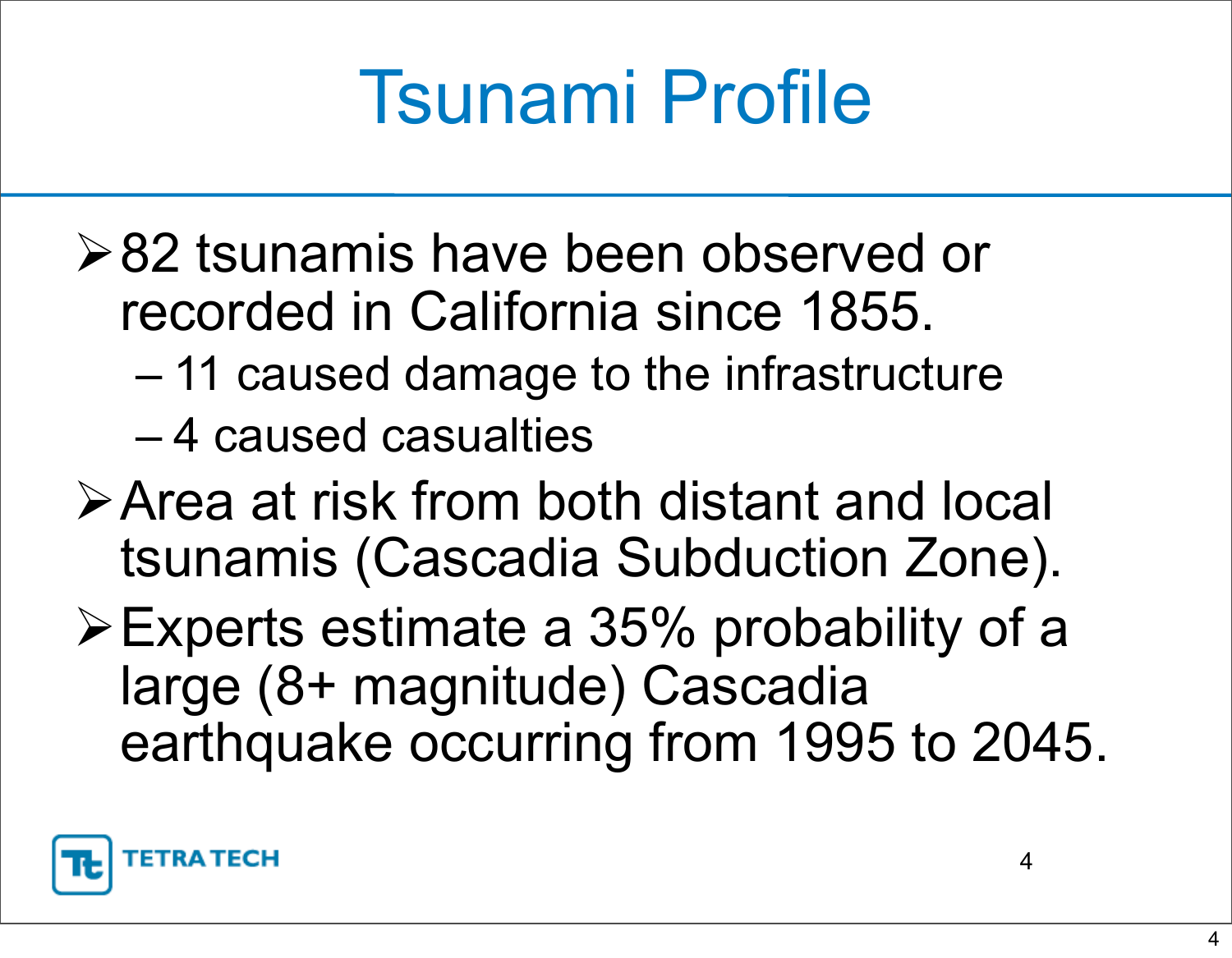# Tsunami Profile

- 82 tsunamis have been observed or recorded in California since 1855.
  - 11 caused damage to the infrastructure
  - 4 caused casualties
- Area at risk from both distant and local tsunamis (Cascadia Subduction Zone).
- Experts estimate a 35% probability of a large (8+ magnitude) Cascadia earthquake occurring from 1995 to 2045.

TETRA TECH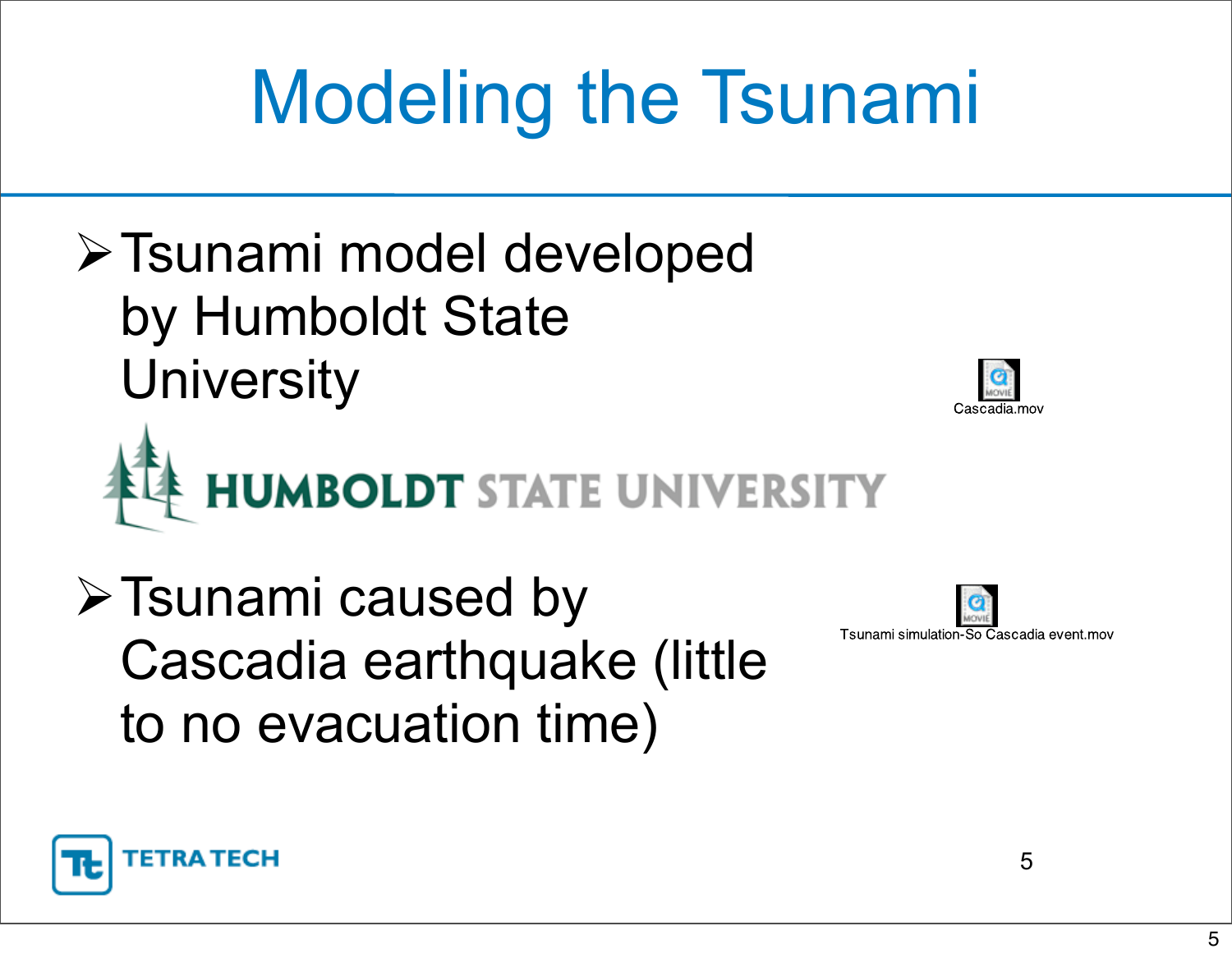# Modeling the Tsunami

- Tsunami model developed by Humboldt State University

HUMBOLDT STATE UNIVERSITY

Cascadia.mov

- Tsunami caused by Cascadia earthquake (little to no evacuation time)

Tsunami simulation-So Cascadia event.mov

TETRA TECH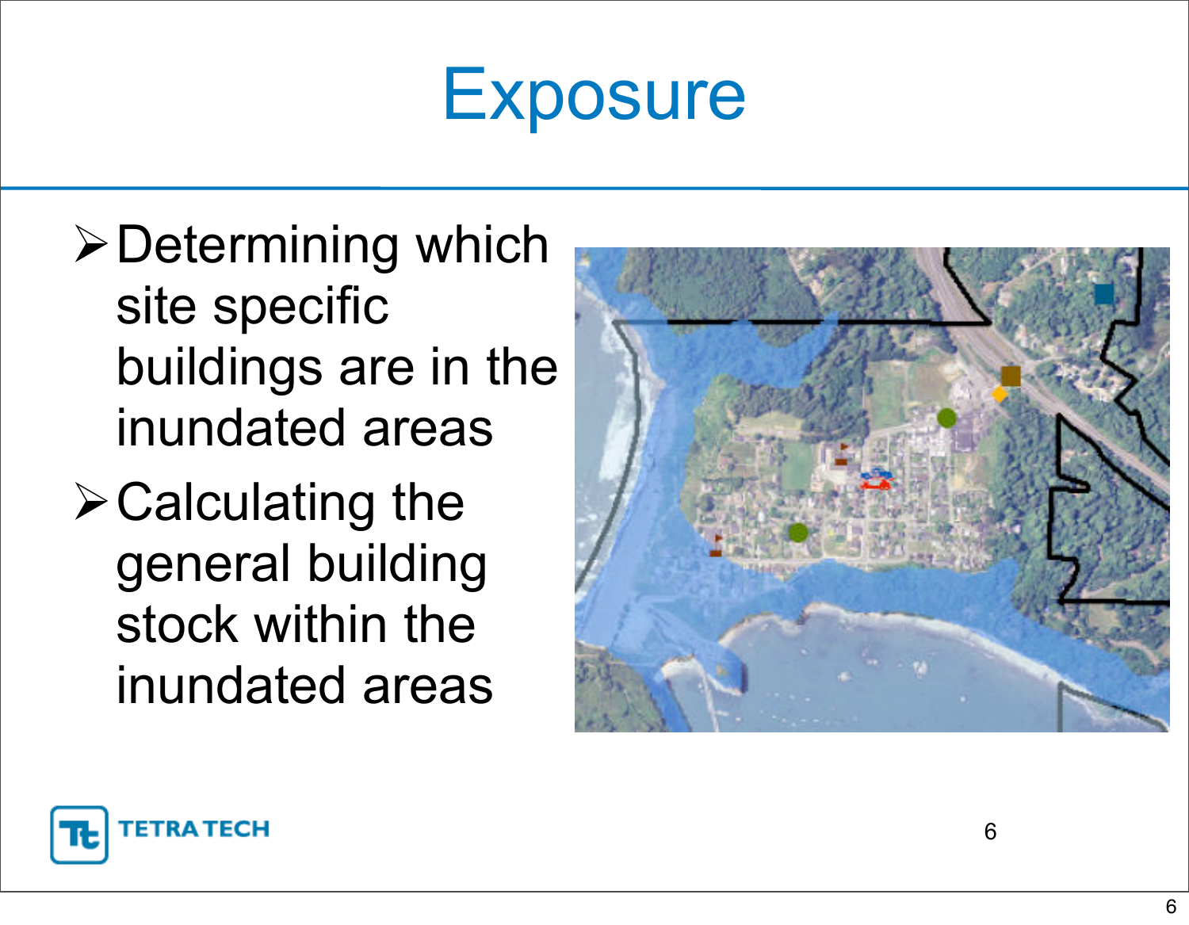# Exposure

- Determining which site specific buildings are in the inundated areas
- Calculating the general building stock within the inundated areas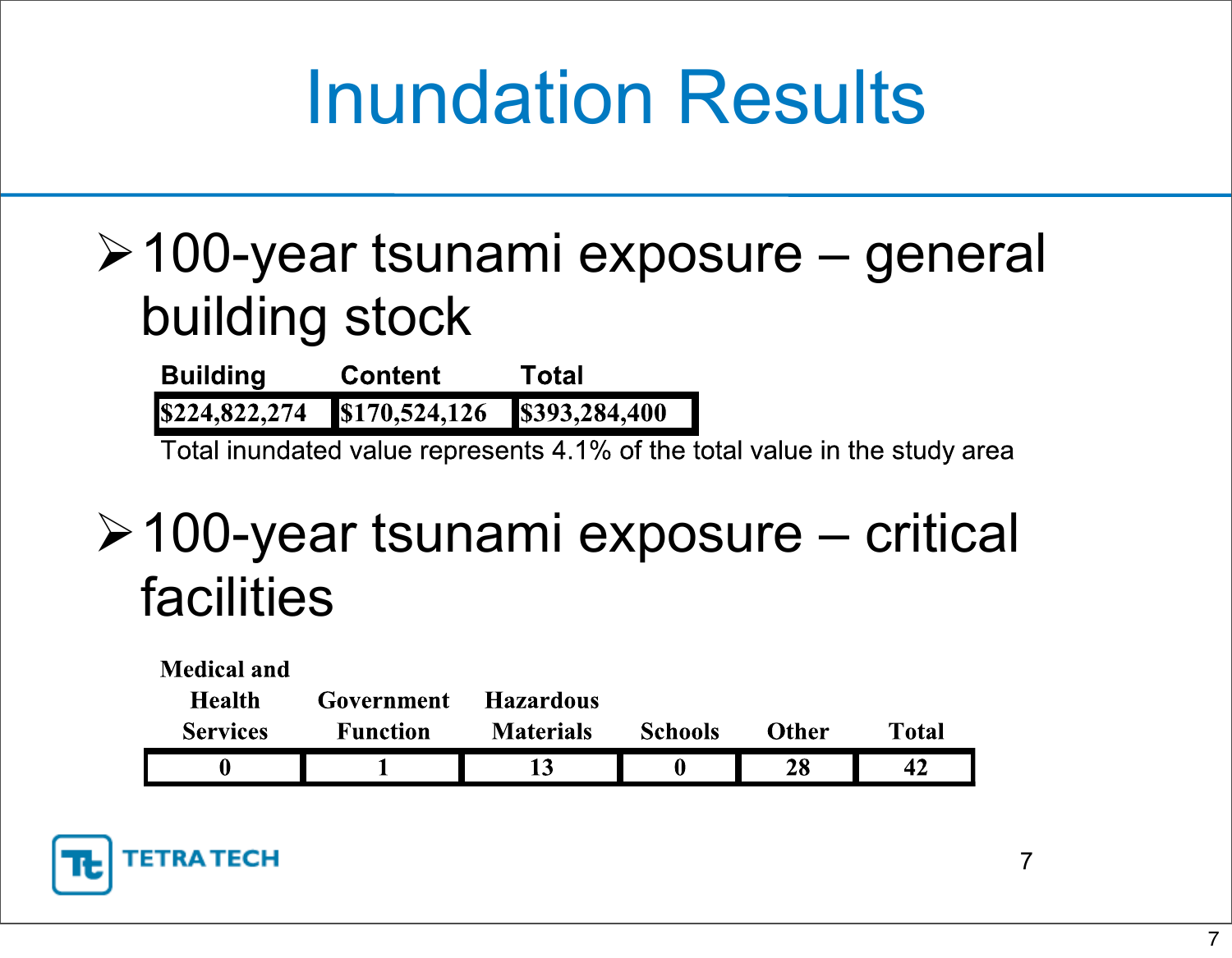# Inundation Results

- 100-year tsunami exposure – general building stock

| Building | Content | Total |
|---|---|---|
| $224,822,274 | $170,524,126 | $393,284,400 |

Total inundated value represents 4.1% of the total value in the study area

- 100-year tsunami exposure – critical facilities

| Medical and Health Services | Government Function | Hazardous Materials | Schools | Other | Total |
|---|---|---|---|---|---|
| 0 | 1 | 13 | 0 | 28 | 42 |

TETRA TECH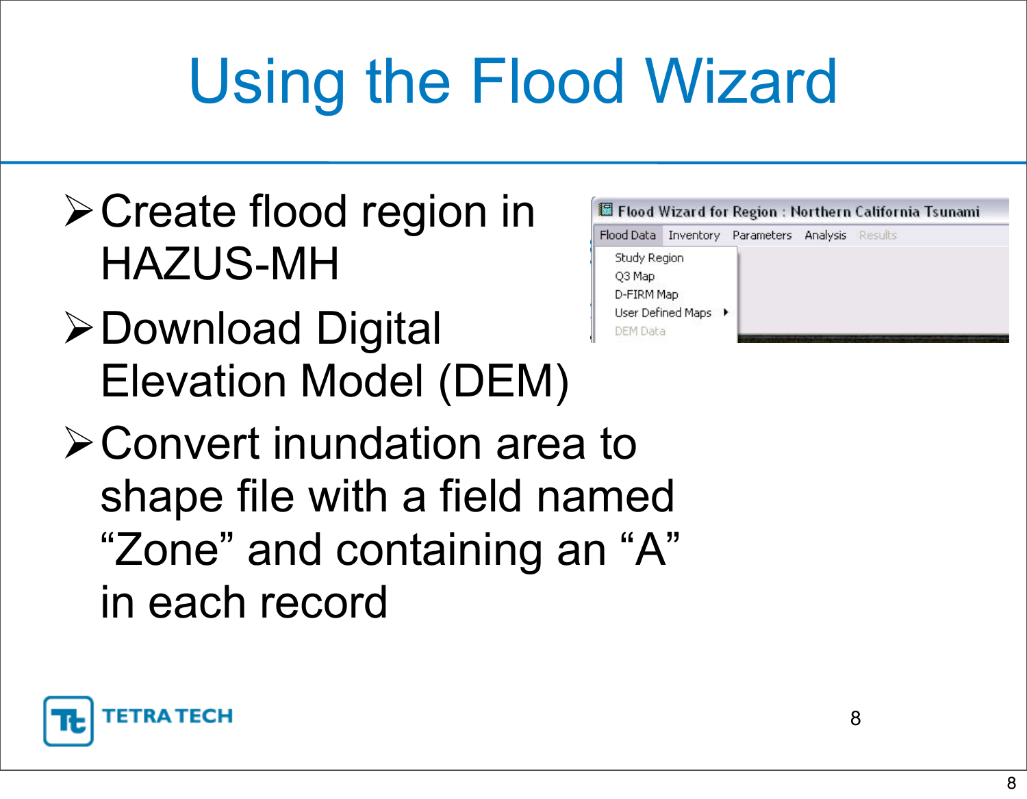# Using the Flood Wizard

- Create flood region in HAZUS-MH
- Download Digital Elevation Model (DEM)
- Convert inundation area to shape file with a field named “Zone” and containing an “A” in each record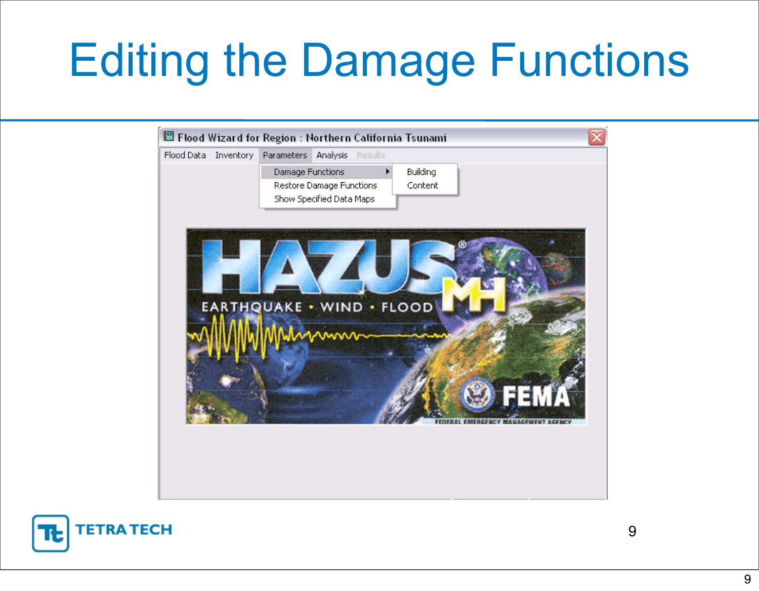# Editing the Damage Functions

Flood Wizard for Region : Northern California Tsunami

Flood Data | Inventory | Parameters | Analysis | Results

- Damage Functions
  - Building
  - Content
- Restore Damage Functions
- Show Specified Data Maps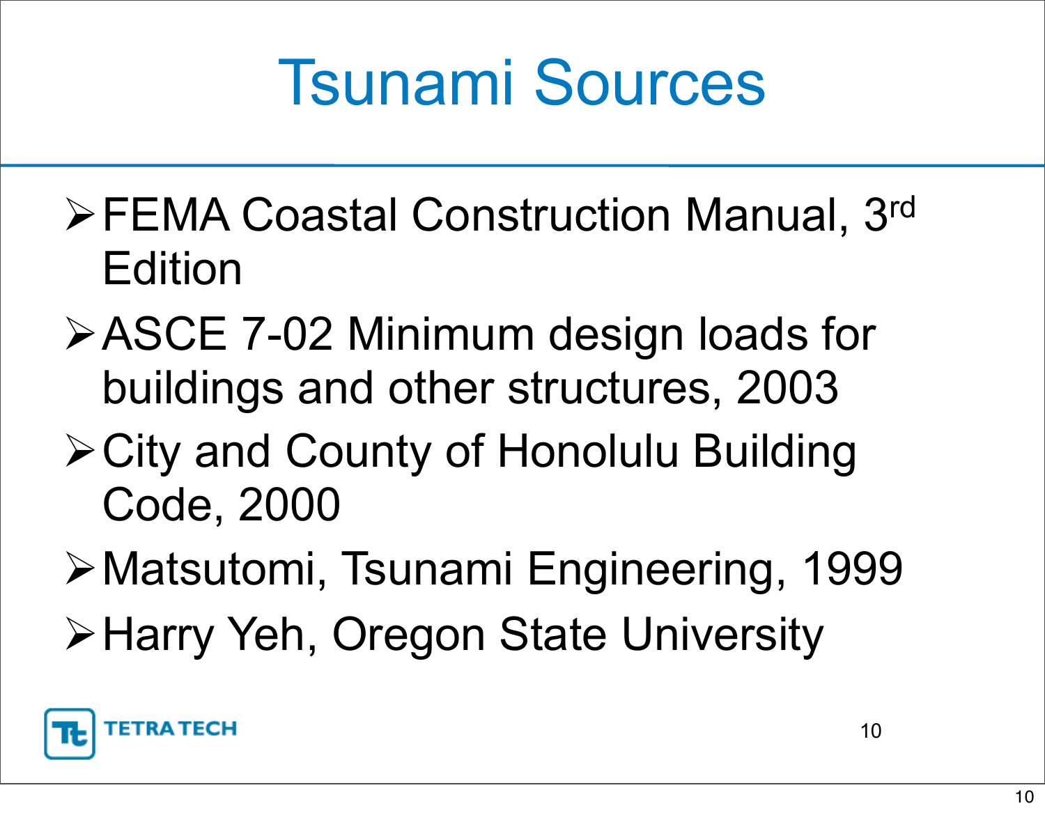# Tsunami Sources

- FEMA Coastal Construction Manual, 3rd Edition
- ASCE 7-02 Minimum design loads for buildings and other structures, 2003
- City and County of Honolulu Building Code, 2000
- Matsutomi, Tsunami Engineering, 1999
- Harry Yeh, Oregon State University

TETRA TECH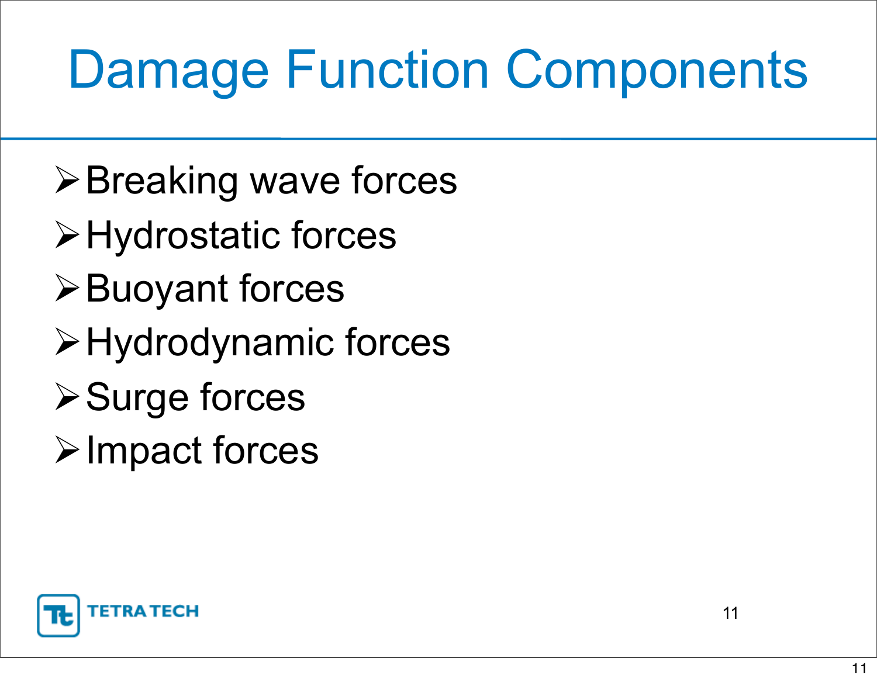# Damage Function Components

- Breaking wave forces
- Hydrostatic forces
- Buoyant forces
- Hydrodynamic forces
- Surge forces
- Impact forces

TETRA TECH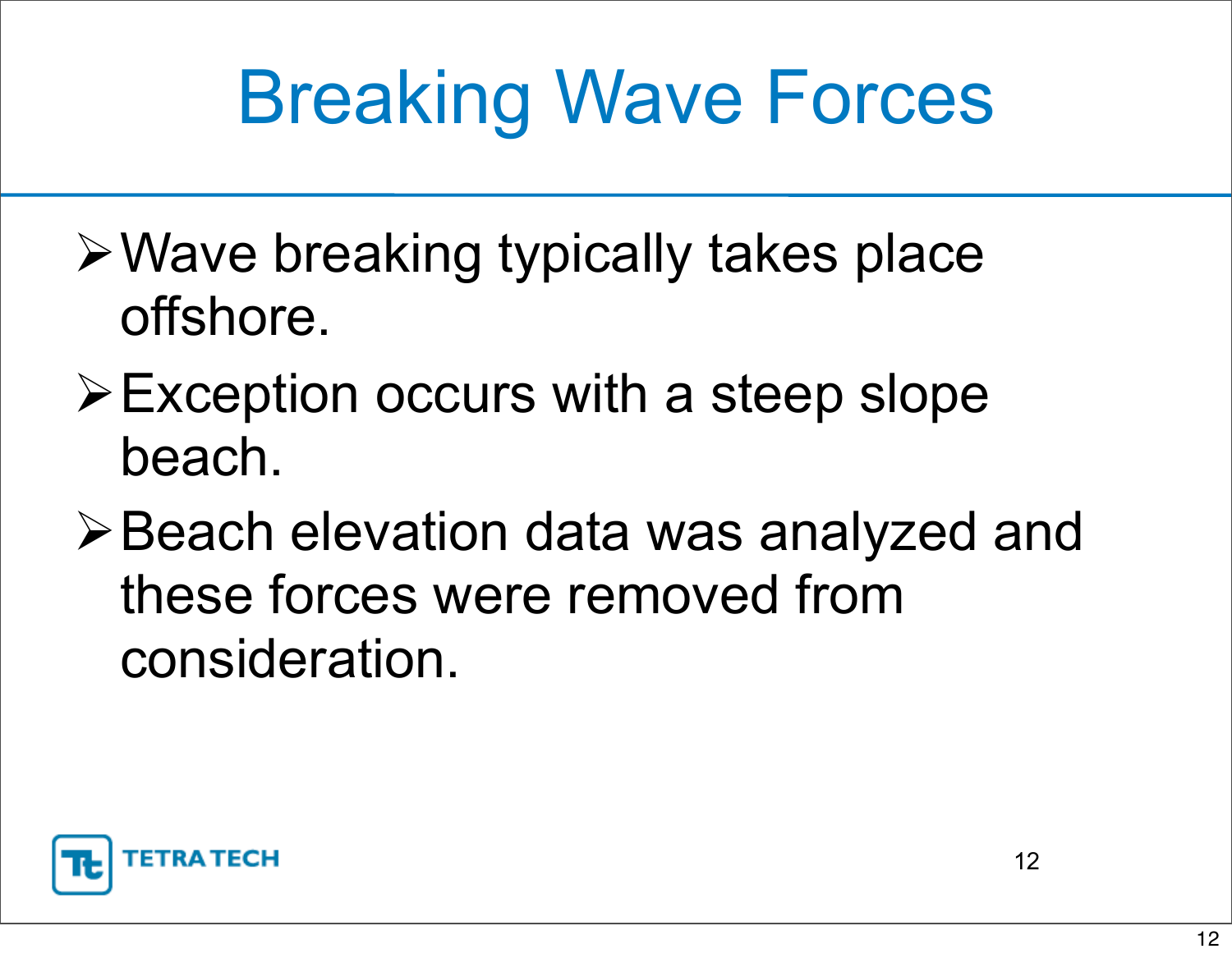# Breaking Wave Forces

- Wave breaking typically takes place offshore.
- Exception occurs with a steep slope beach.
- Beach elevation data was analyzed and these forces were removed from consideration.

TETRA TECH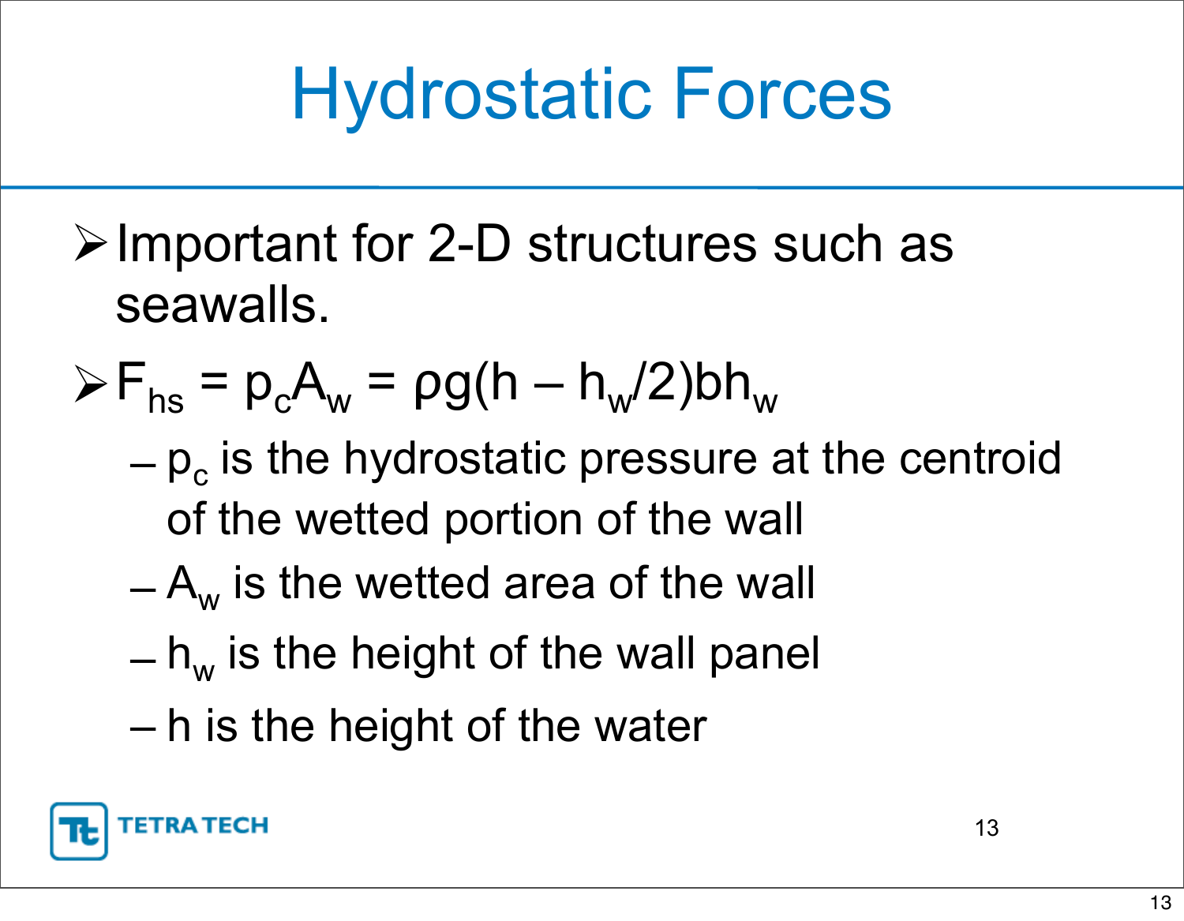# Hydrostatic Forces

- Important for 2-D structures such as seawalls.
- $F_{hs} = p_c A_w = \rho g(h - h_w/2)bh_w$
  - $p_c$ is the hydrostatic pressure at the centroid of the wetted portion of the wall
  - $A_w$ is the wetted area of the wall
  - $h_w$ is the height of the wall panel
  - h is the height of the water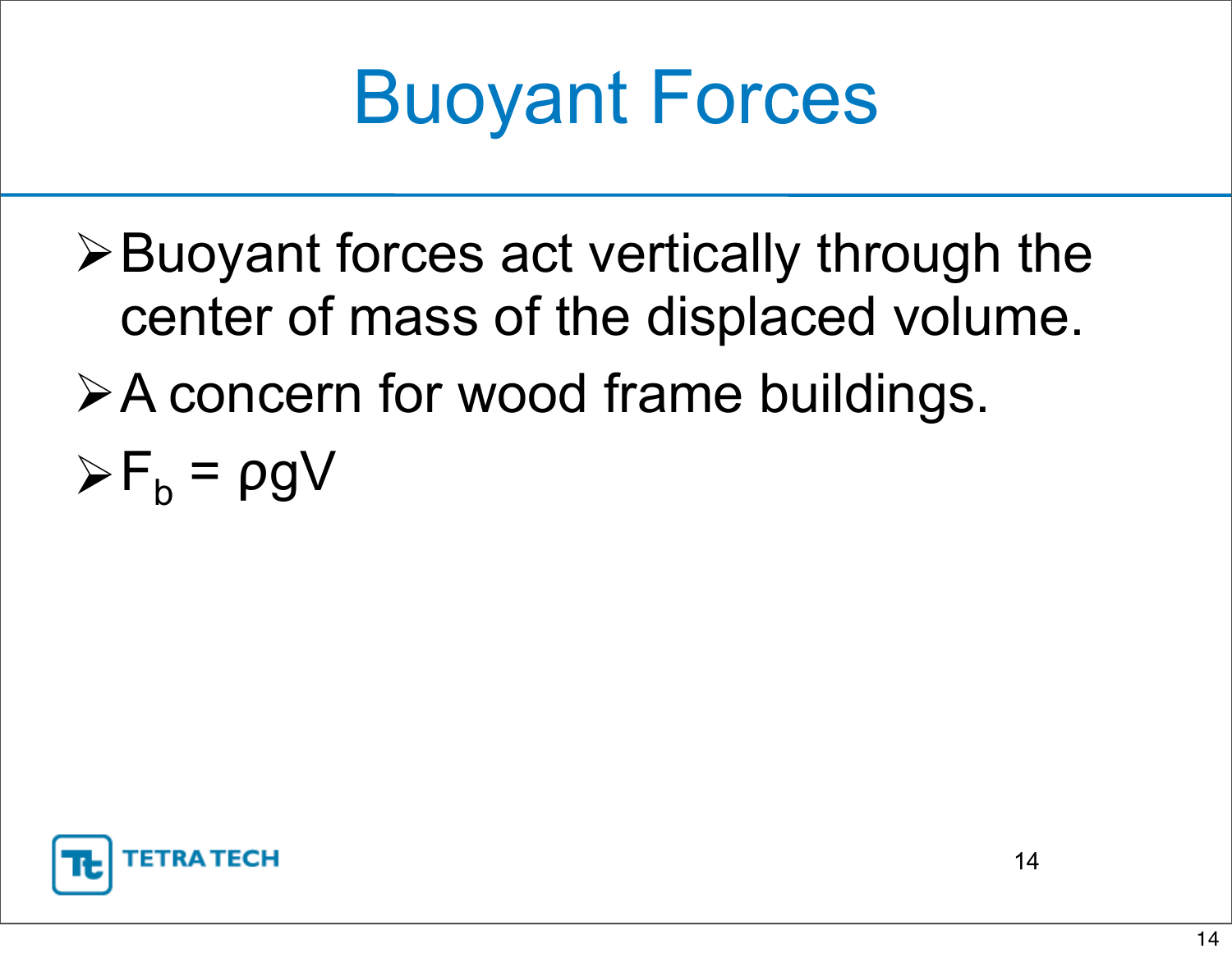# Buoyant Forces

- Buoyant forces act vertically through the center of mass of the displaced volume.
- A concern for wood frame buildings.
- $F_b = \rho g V$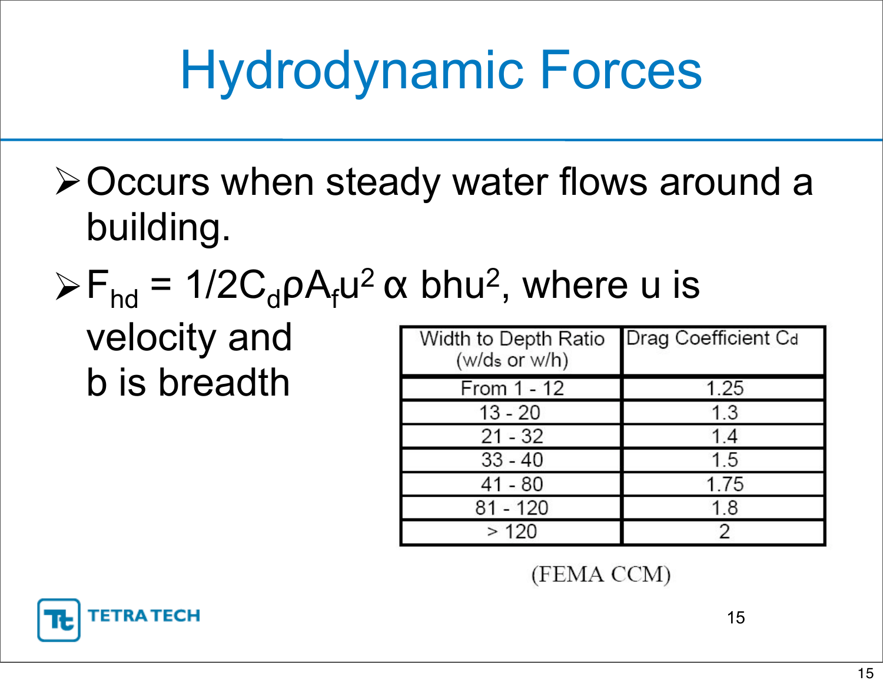# Hydrodynamic Forces

- Occurs when steady water flows around a building.
- $F_{hd} = 1/2 C_d \rho A_f u^2 \propto bhu^2$, where u is velocity and b is breadth

| Width to Depth Ratio ($w/d_s$ or $w/h$) | Drag Coefficient $C_d$ |
|---|---|
| From 1 - 12 | 1.25 |
| 13 - 20 | 1.3 |
| 21 - 32 | 1.4 |
| 33 - 40 | 1.5 |
| 41 - 80 | 1.75 |
| 81 - 120 | 1.8 |
| > 120 | 2 |

(FEMA CCM)

TETRA TECH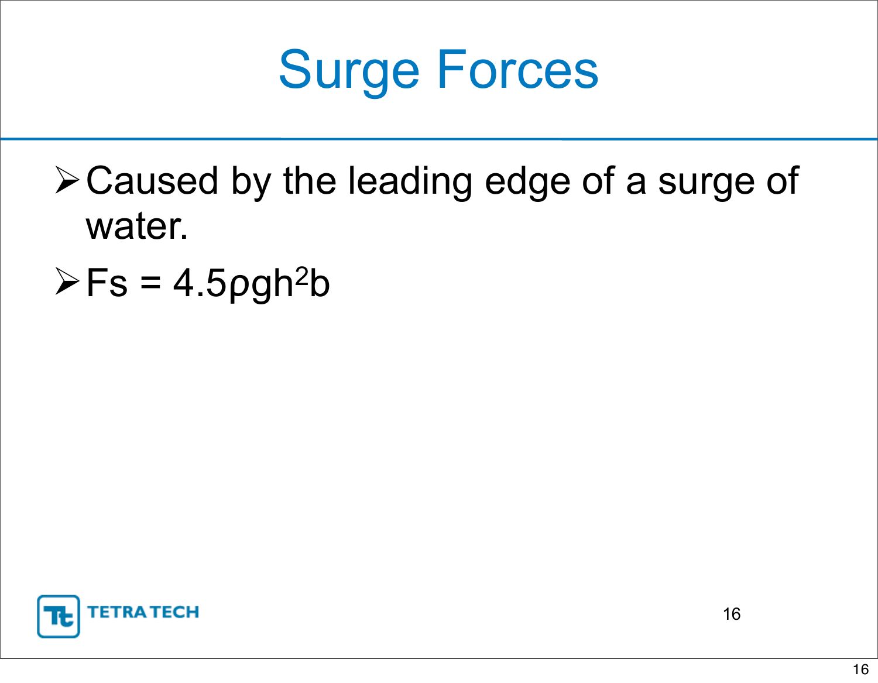# Surge Forces

- Caused by the leading edge of a surge of water.
- $F_s = 4.5 \rho g h^2 b$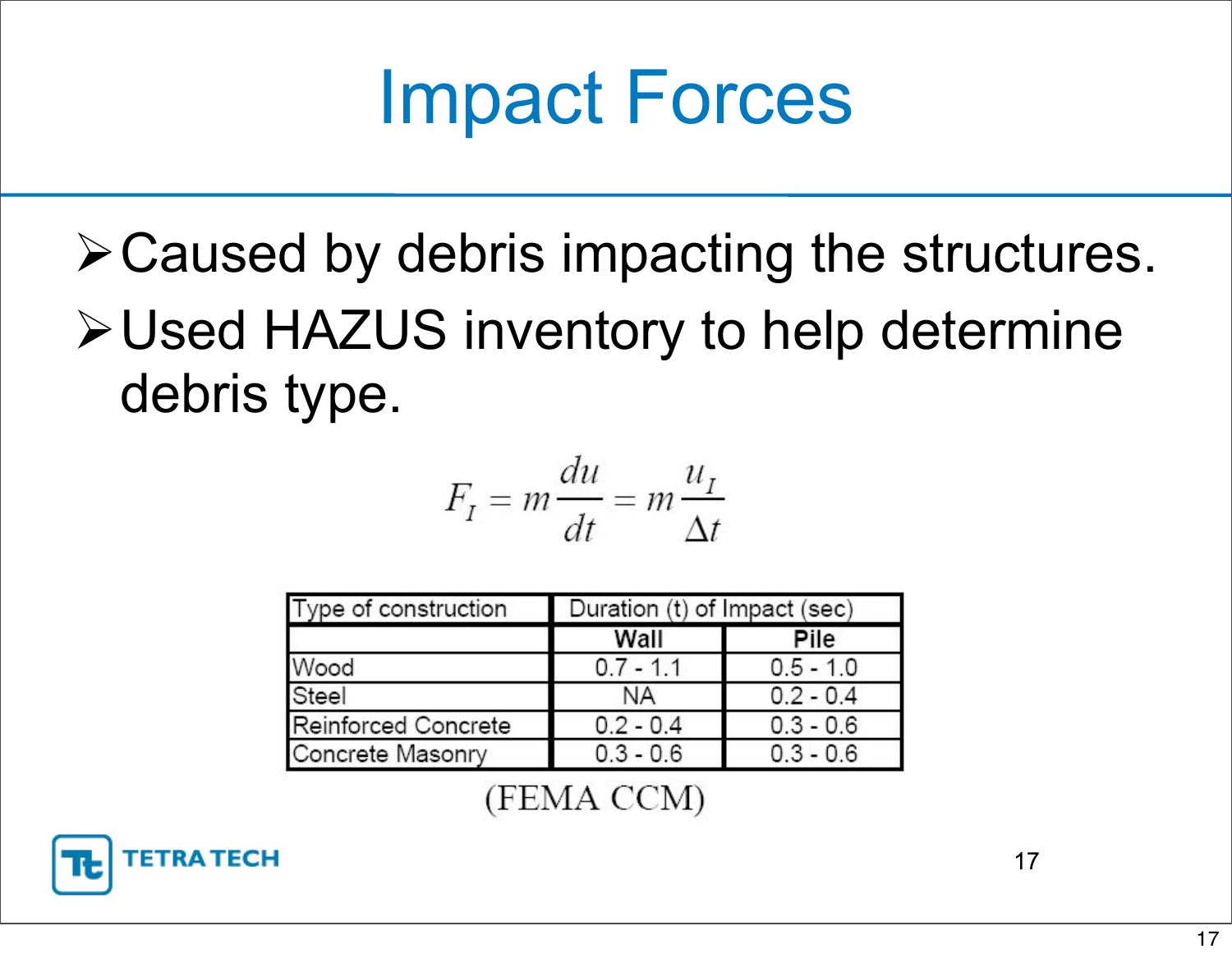# Impact Forces

- Caused by debris impacting the structures.
- Used HAZUS inventory to help determine debris type.

$$F_I = m\frac{du}{dt} = m\frac{u_I}{\Delta t}$$

| Type of construction | Duration (t) of Impact (sec) | |
|---|---|---|
| | **Wall** | **Pile** |
| Wood | 0.7 - 1.1 | 0.5 - 1.0 |
| Steel | NA | 0.2 - 0.4 |
| Reinforced Concrete | 0.2 - 0.4 | 0.3 - 0.6 |
| Concrete Masonry | 0.3 - 0.6 | 0.3 - 0.6 |

(FEMA CCM)

TETRA TECH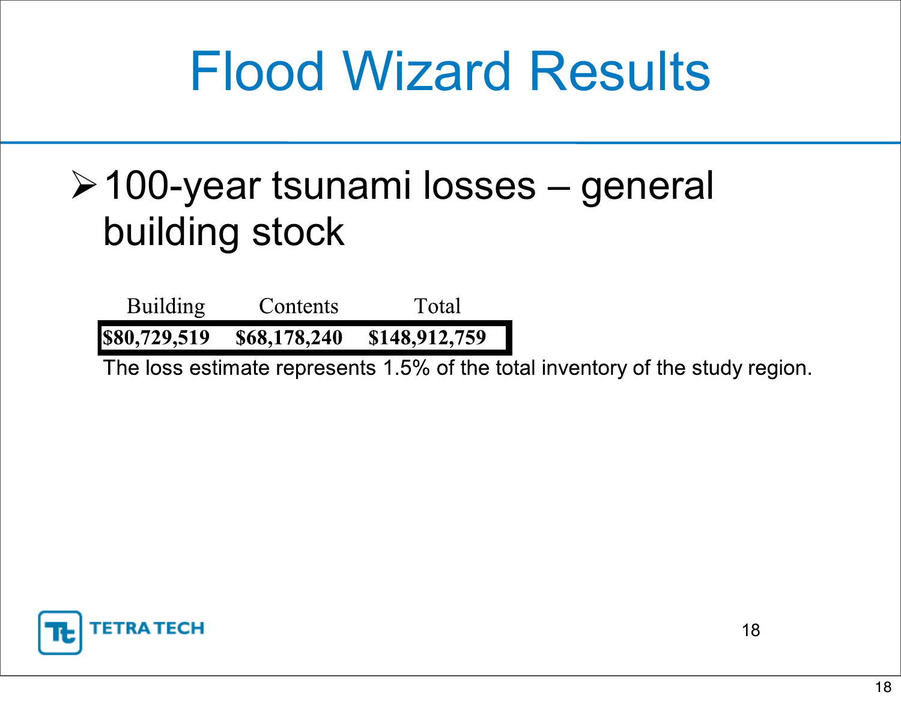# Flood Wizard Results

- 100-year tsunami losses – general building stock

| Building | Contents | Total |
|---|---|---|
| **$80,729,519** | **$68,178,240** | **$148,912,759** |

The loss estimate represents 1.5% of the total inventory of the study region.

TETRA TECH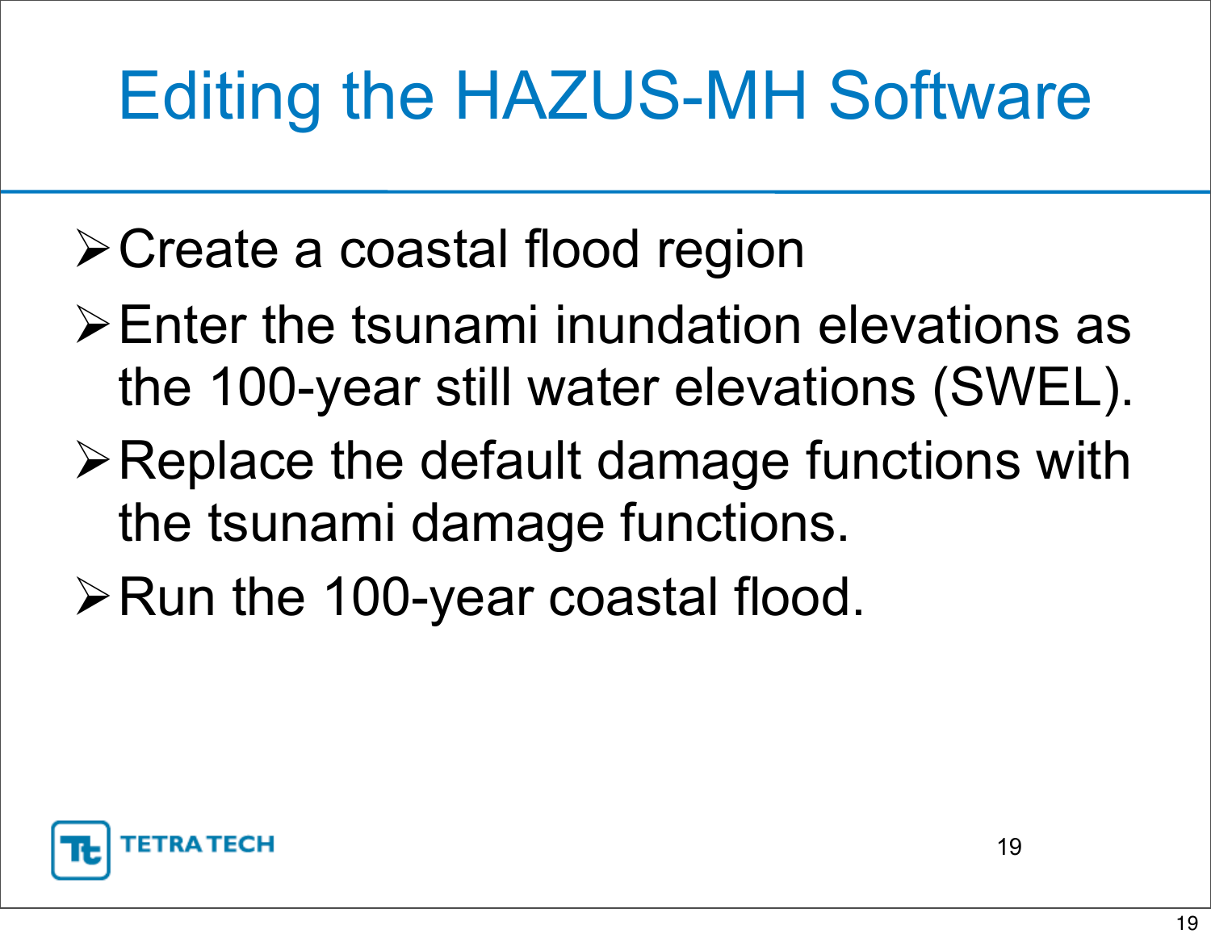# Editing the HAZUS-MH Software

- Create a coastal flood region
- Enter the tsunami inundation elevations as the 100-year still water elevations (SWEL).
- Replace the default damage functions with the tsunami damage functions.
- Run the 100-year coastal flood.

TETRA TECH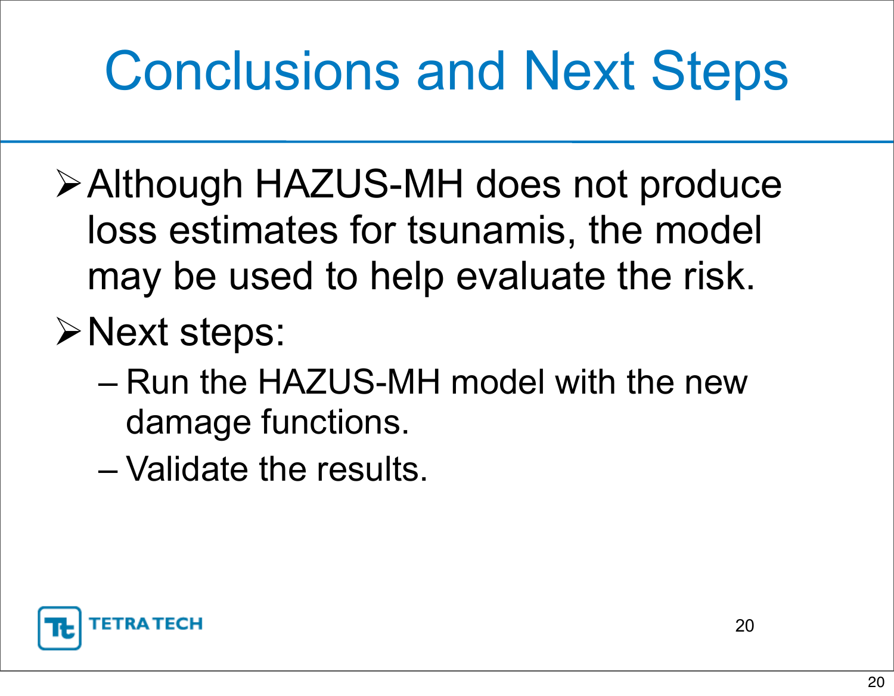# Conclusions and Next Steps

- Although HAZUS-MH does not produce loss estimates for tsunamis, the model may be used to help evaluate the risk.
- Next steps:
  - Run the HAZUS-MH model with the new damage functions.
  - Validate the results.

TETRA TECH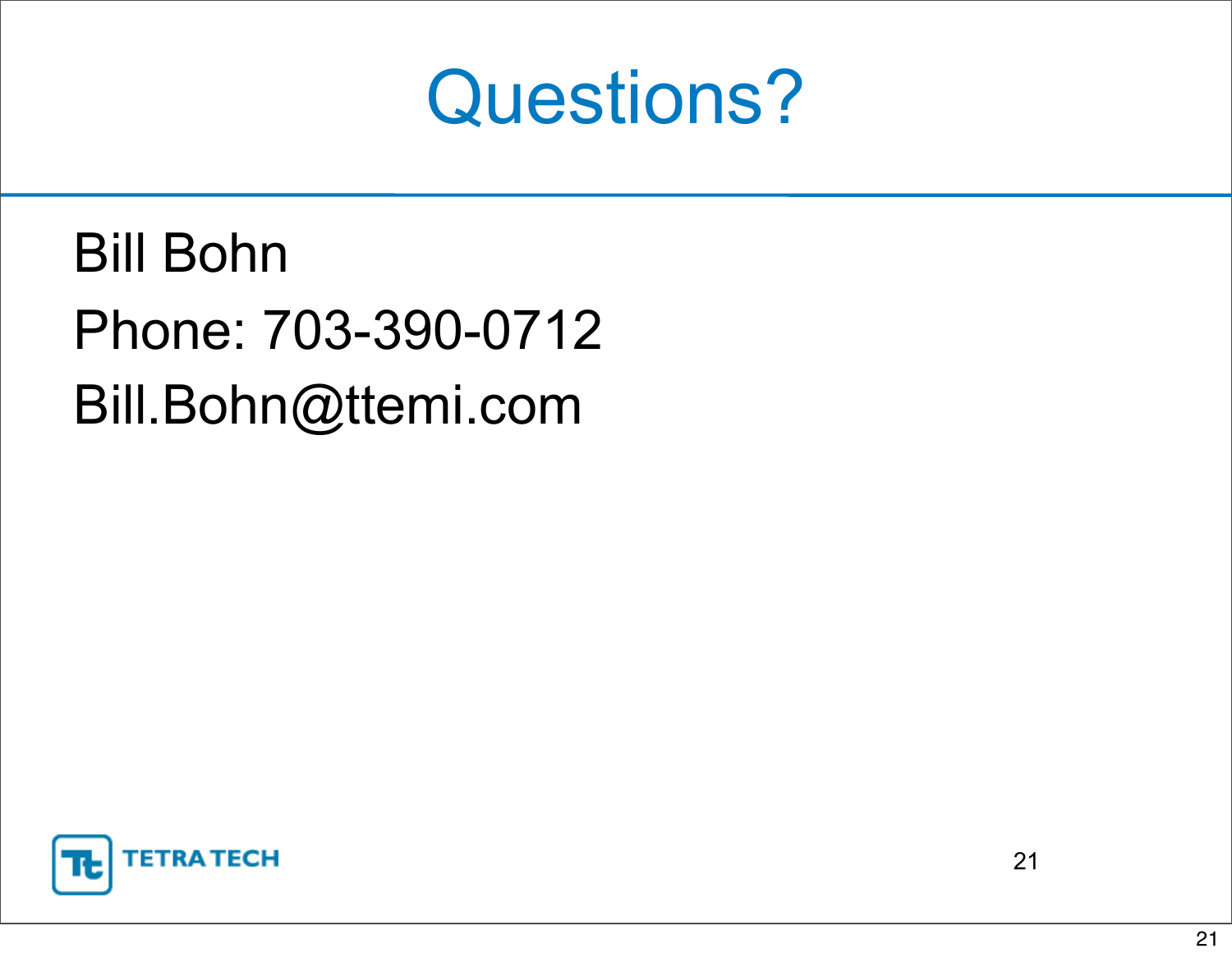# Questions?

Bill Bohn

Phone: 703-390-0712

Bill.Bohn@ttemi.com

TETRA TECH